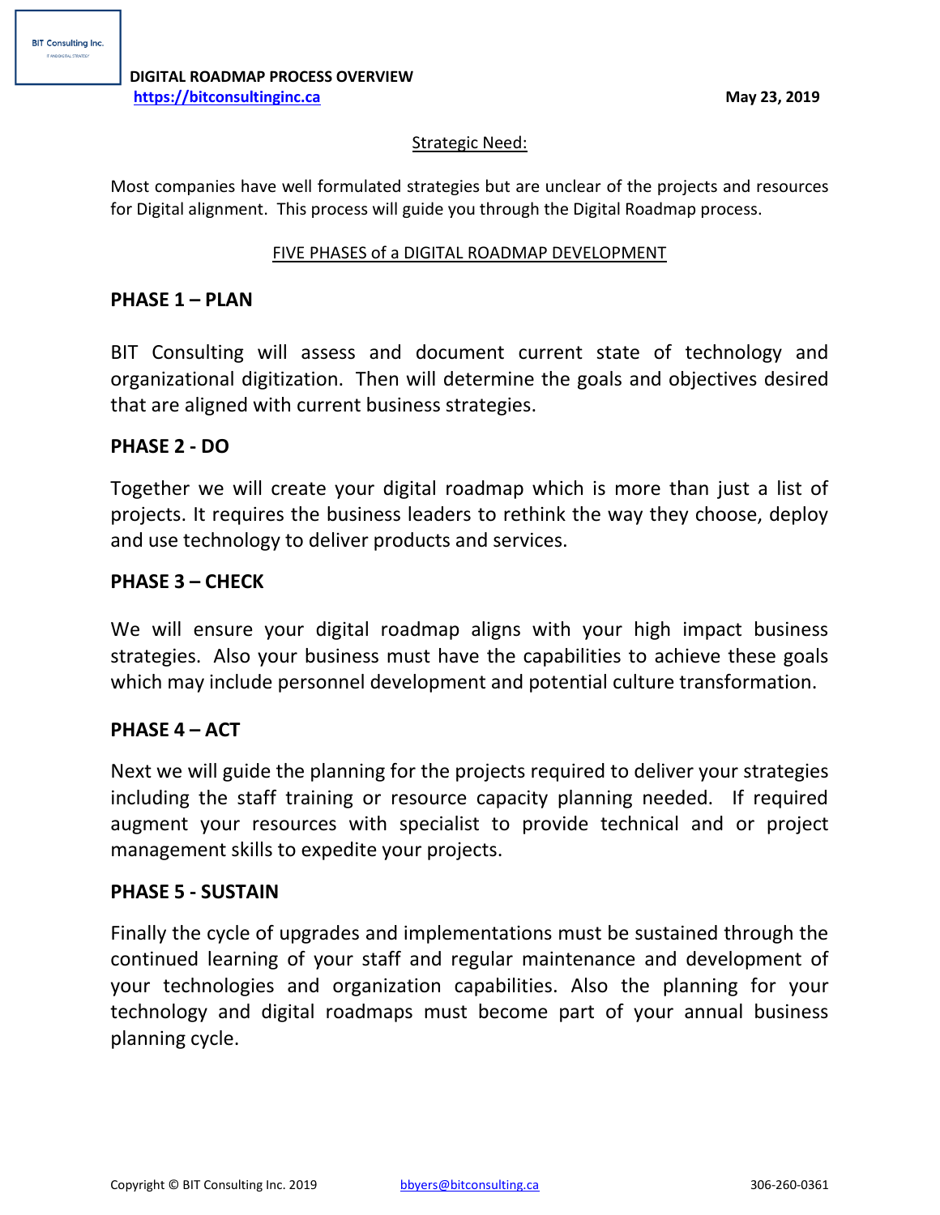BIT Consulting Inc.

**DIGITAL ROADMAP PROCESS OVERVIEW**

**https://bitconsultinginc.ca**

**May 23, 2019**

Strategic Need:

Most companies have well formulated strategies but are unclear of the projects and resources for Digital alignment. This process will guide you through the Digital Roadmap process.

FIVE PHASES of a DIGITAL ROADMAP DEVELOPMENT

## PHASE 1 – PLAN

BIT Consulting will assess and document current state of technology and organizational digitization. Then will determine the goals and objectives desired that are aligned with current business strategies.

## PHASE 2 - DO

Together we will create your digital roadmap which is more than just a list of projects. It requires the business leaders to rethink the way they choose, deploy and use technology to deliver products and services.

## PHASE 3 – CHECK

We will ensure your digital roadmap aligns with your high impact business strategies. Also your business must have the capabilities to achieve these goals which may include personnel development and potential culture transformation.

## PHASE 4 – ACT

Next we will guide the planning for the projects required to deliver your strategies including the staff training or resource capacity planning needed. If required augment your resources with specialist to provide technical and or project management skills to expedite your projects.

## PHASE 5 - SUSTAIN

Finally the cycle of upgrades and implementations must be sustained through the continued learning of your staff and regular maintenance and development of your technologies and organization capabilities. Also the planning for your technology and digital roadmaps must become part of your annual business planning cycle.

Copyright © BIT Consulting Inc. 2019 bbyers@bitconsulting.ca 306-260-0361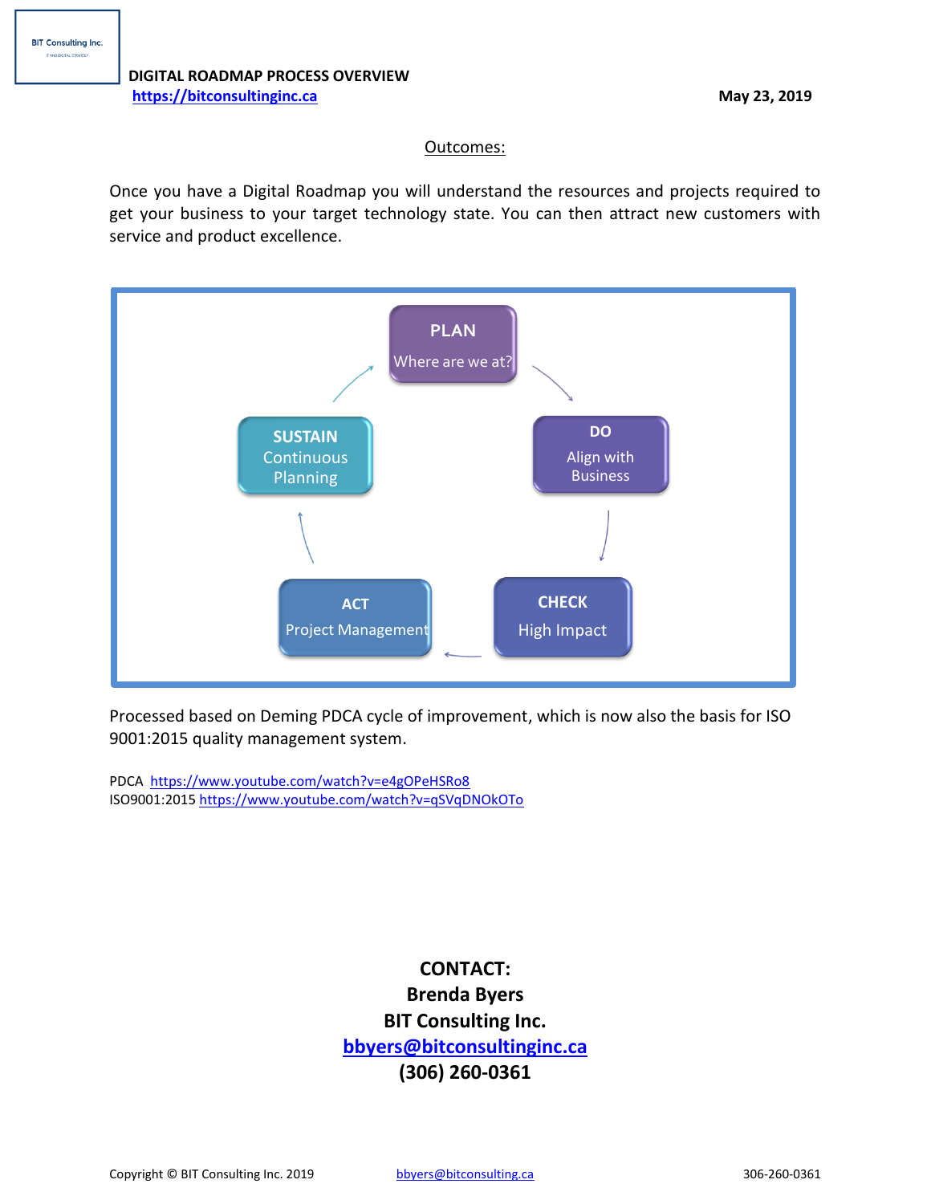BIT Consulting Inc.

**DIGITAL ROADMAP PROCESS OVERVIEW**
**https://bitconsultinginc.ca**

**May 23, 2019**

## Outcomes:

Once you have a Digital Roadmap you will understand the resources and projects required to get your business to your target technology state. You can then attract new customers with service and product excellence.

PLAN
Where are we at?

DO
Align with Business

CHECK
High Impact

ACT
Project Management

SUSTAIN
Continuous Planning

Processed based on Deming PDCA cycle of improvement, which is now also the basis for ISO 9001:2015 quality management system.

PDCA https://www.youtube.com/watch?v=e4gOPeHSRo8
ISO9001:2015 https://www.youtube.com/watch?v=qSVqDNOkOTo

**CONTACT:**
**Brenda Byers**
**BIT Consulting Inc.**
**bbyers@bitconsultinginc.ca**
**(306) 260-0361**

Copyright © BIT Consulting Inc. 2019 bbyers@bitconsulting.ca 306-260-0361